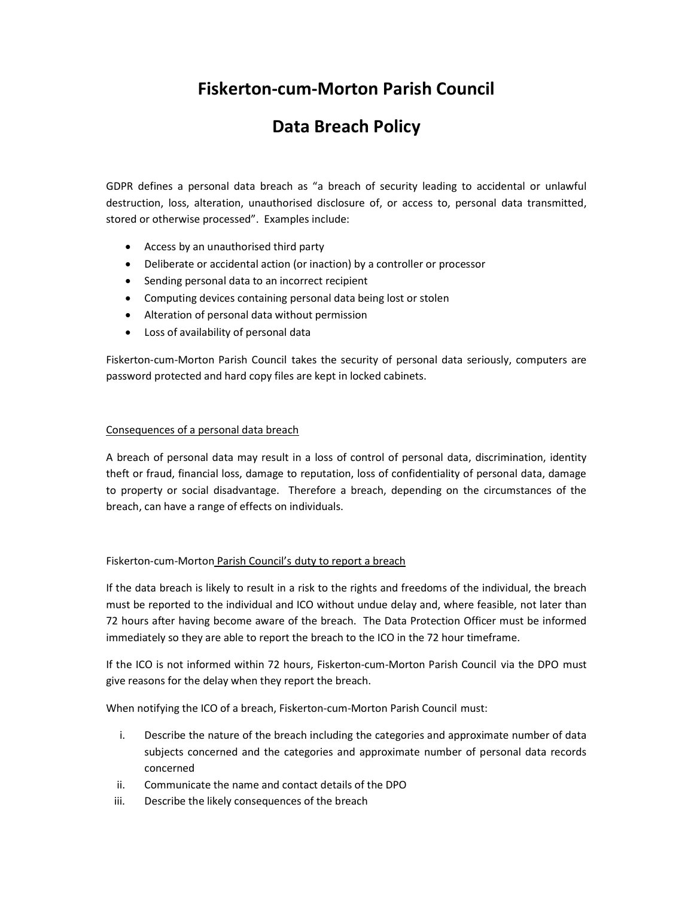# Fiskerton-cum-Morton Parish Council

# Data Breach Policy

GDPR defines a personal data breach as "a breach of security leading to accidental or unlawful destruction, loss, alteration, unauthorised disclosure of, or access to, personal data transmitted, stored or otherwise processed". Examples include:

- Access by an unauthorised third party
- Deliberate or accidental action (or inaction) by a controller or processor
- Sending personal data to an incorrect recipient
- Computing devices containing personal data being lost or stolen
- Alteration of personal data without permission
- Loss of availability of personal data

Fiskerton-cum-Morton Parish Council takes the security of personal data seriously, computers are password protected and hard copy files are kept in locked cabinets.

## Consequences of a personal data breach

A breach of personal data may result in a loss of control of personal data, discrimination, identity theft or fraud, financial loss, damage to reputation, loss of confidentiality of personal data, damage to property or social disadvantage. Therefore a breach, depending on the circumstances of the breach, can have a range of effects on individuals.

## Fiskerton-cum-Morton Parish Council's duty to report a breach

If the data breach is likely to result in a risk to the rights and freedoms of the individual, the breach must be reported to the individual and ICO without undue delay and, where feasible, not later than 72 hours after having become aware of the breach. The Data Protection Officer must be informed immediately so they are able to report the breach to the ICO in the 72 hour timeframe.

If the ICO is not informed within 72 hours, Fiskerton-cum-Morton Parish Council via the DPO must give reasons for the delay when they report the breach.

When notifying the ICO of a breach, Fiskerton-cum-Morton Parish Council must:

i. Describe the nature of the breach including the categories and approximate number of data subjects concerned and the categories and approximate number of personal data records concerned
ii. Communicate the name and contact details of the DPO
iii. Describe the likely consequences of the breach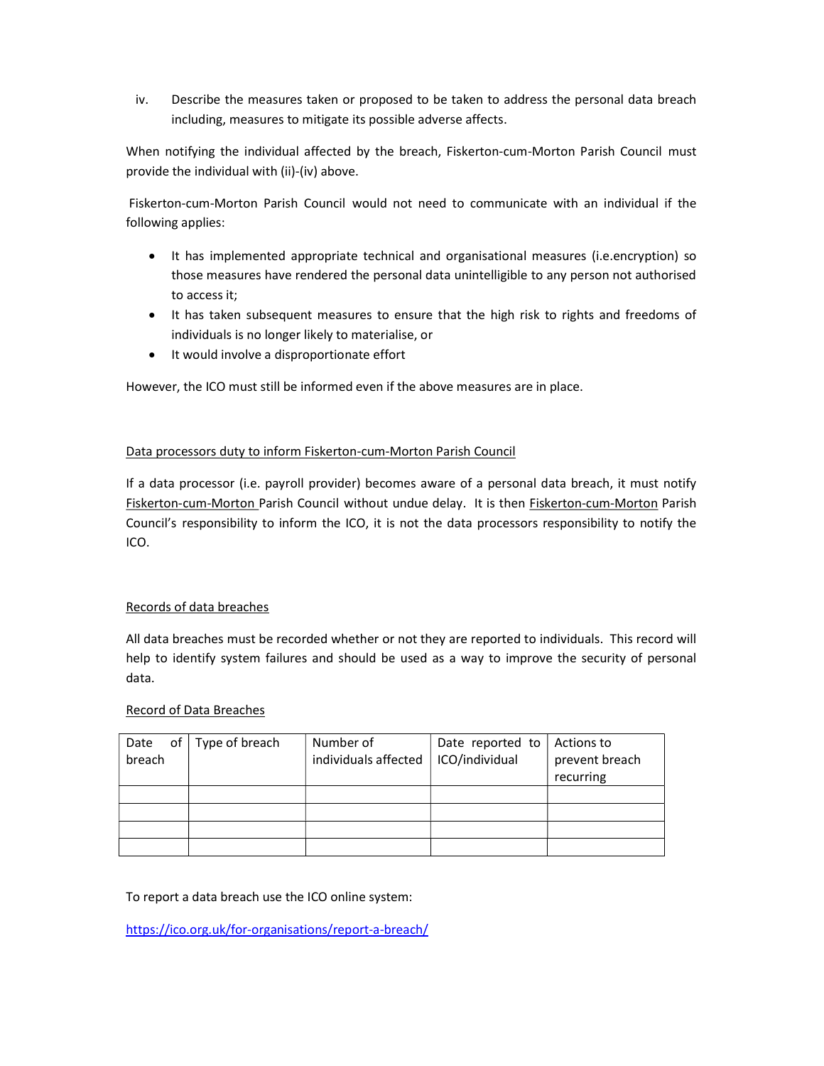iv. Describe the measures taken or proposed to be taken to address the personal data breach including, measures to mitigate its possible adverse affects.

When notifying the individual affected by the breach, Fiskerton-cum-Morton Parish Council must provide the individual with (ii)-(iv) above.

Fiskerton-cum-Morton Parish Council would not need to communicate with an individual if the following applies:

- It has implemented appropriate technical and organisational measures (i.e.encryption) so those measures have rendered the personal data unintelligible to any person not authorised to access it;
- It has taken subsequent measures to ensure that the high risk to rights and freedoms of individuals is no longer likely to materialise, or
- It would involve a disproportionate effort

However, the ICO must still be informed even if the above measures are in place.

<u>Data processors duty to inform Fiskerton-cum-Morton Parish Council</u>

If a data processor (i.e. payroll provider) becomes aware of a personal data breach, it must notify Fiskerton-cum-Morton Parish Council without undue delay. It is then Fiskerton-cum-Morton Parish Council's responsibility to inform the ICO, it is not the data processors responsibility to notify the ICO.

<u>Records of data breaches</u>

All data breaches must be recorded whether or not they are reported to individuals. This record will help to identify system failures and should be used as a way to improve the security of personal data.

<u>Record of Data Breaches</u>

| Date of breach | Type of breach | Number of individuals affected | Date reported to ICO/individual | Actions to prevent breach recurring |
| --- | --- | --- | --- | --- |
| | | | | |
| | | | | |
| | | | | |
| | | | | |

To report a data breach use the ICO online system:

https://ico.org.uk/for-organisations/report-a-breach/